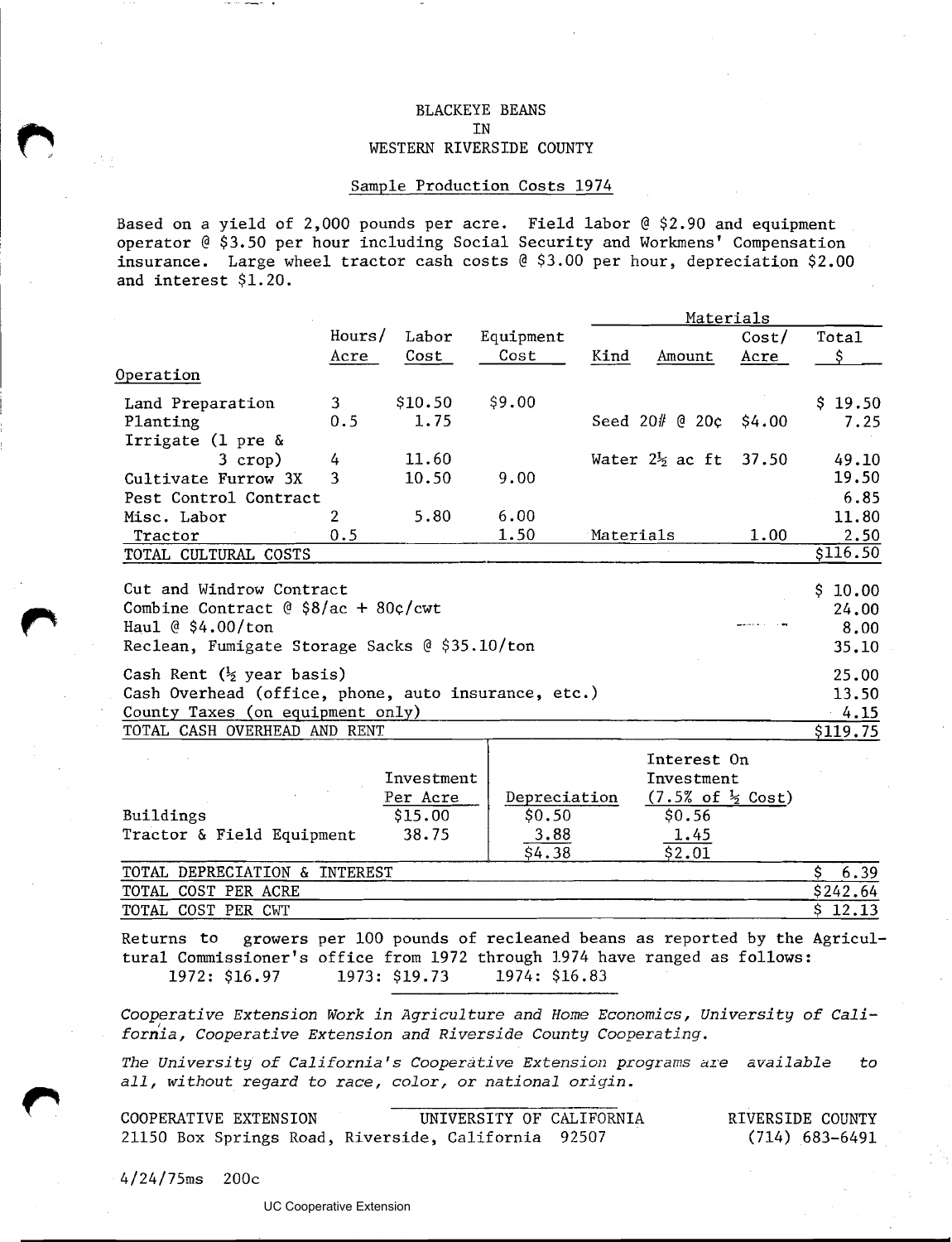# BLACKEYE BEANS
# IN
# WESTERN RIVERSIDE COUNTY

## Sample Production Costs 1974

Based on a yield of 2,000 pounds per acre. Field labor @ \$2.90 and equipment operator @ \$3.50 per hour including Social Security and Workmens' Compensation insurance. Large wheel tractor cash costs @ \$3.00 per hour, depreciation \$2.00 and interest \$1.20.

| Operation | Hours/ Acre | Labor Cost | Equipment Cost | Materials Kind | Materials Amount | Materials Cost/ Acre | Total \$ |
|---|---|---|---|---|---|---|---|
| Land Preparation | 3 | \$10.50 | \$9.00 | | | | \$ 19.50 |
| Planting | 0.5 | 1.75 | | Seed | 20# @ 20¢ | \$4.00 | 7.25 |
| Irrigate (1 pre & 3 crop) | 4 | 11.60 | | Water | 2½ ac ft | 37.50 | 49.10 |
| Cultivate Furrow 3X | 3 | 10.50 | 9.00 | | | | 19.50 |
| Pest Control Contract | | | | | | | 6.85 |
| Misc. Labor | 2 | 5.80 | 6.00 | | | | 11.80 |
| Tractor | 0.5 | | 1.50 | Materials | | 1.00 | 2.50 |
| TOTAL CULTURAL COSTS | | | | | | | \$116.50 |
| Cut and Windrow Contract | | | | | | | \$ 10.00 |
| Combine Contract @ \$8/ac + 80¢/cwt | | | | | | | 24.00 |
| Haul @ \$4.00/ton | | | | | | | 8.00 |
| Reclean, Fumigate Storage Sacks @ \$35.10/ton | | | | | | | 35.10 |
| Cash Rent (½ year basis) | | | | | | | 25.00 |
| Cash Overhead (office, phone, auto insurance, etc.) | | | | | | | 13.50 |
| County Taxes (on equipment only) | | | | | | | 4.15 |
| TOTAL CASH OVERHEAD AND RENT | | | | | | | \$119.75 |

| | Investment Per Acre | Depreciation | Interest On Investment (7.5% of ½ Cost) | |
|---|---|---|---|---|
| Buildings | \$15.00 | \$0.50 | \$0.56 | |
| Tractor & Field Equipment | 38.75 | 3.88 | 1.45 | |
| | | \$4.38 | \$2.01 | |
| TOTAL DEPRECIATION & INTEREST | | | | \$ 6.39 |
| TOTAL COST PER ACRE | | | | \$242.64 |
| TOTAL COST PER CWT | | | | \$ 12.13 |

Returns to growers per 100 pounds of recleaned beans as reported by the Agricultural Commissioner's office from 1972 through 1974 have ranged as follows:

1972: \$16.97  1973: \$19.73  1974: \$16.83

*Cooperative Extension Work in Agriculture and Home Economics, University of California, Cooperative Extension and Riverside County Cooperating.*

*The University of California's Cooperative Extension programs are available to all, without regard to race, color, or national origin.*

COOPERATIVE EXTENSION — UNIVERSITY OF CALIFORNIA — RIVERSIDE COUNTY
21150 Box Springs Road, Riverside, California 92507 — (714) 683-6491

4/24/75ms 200c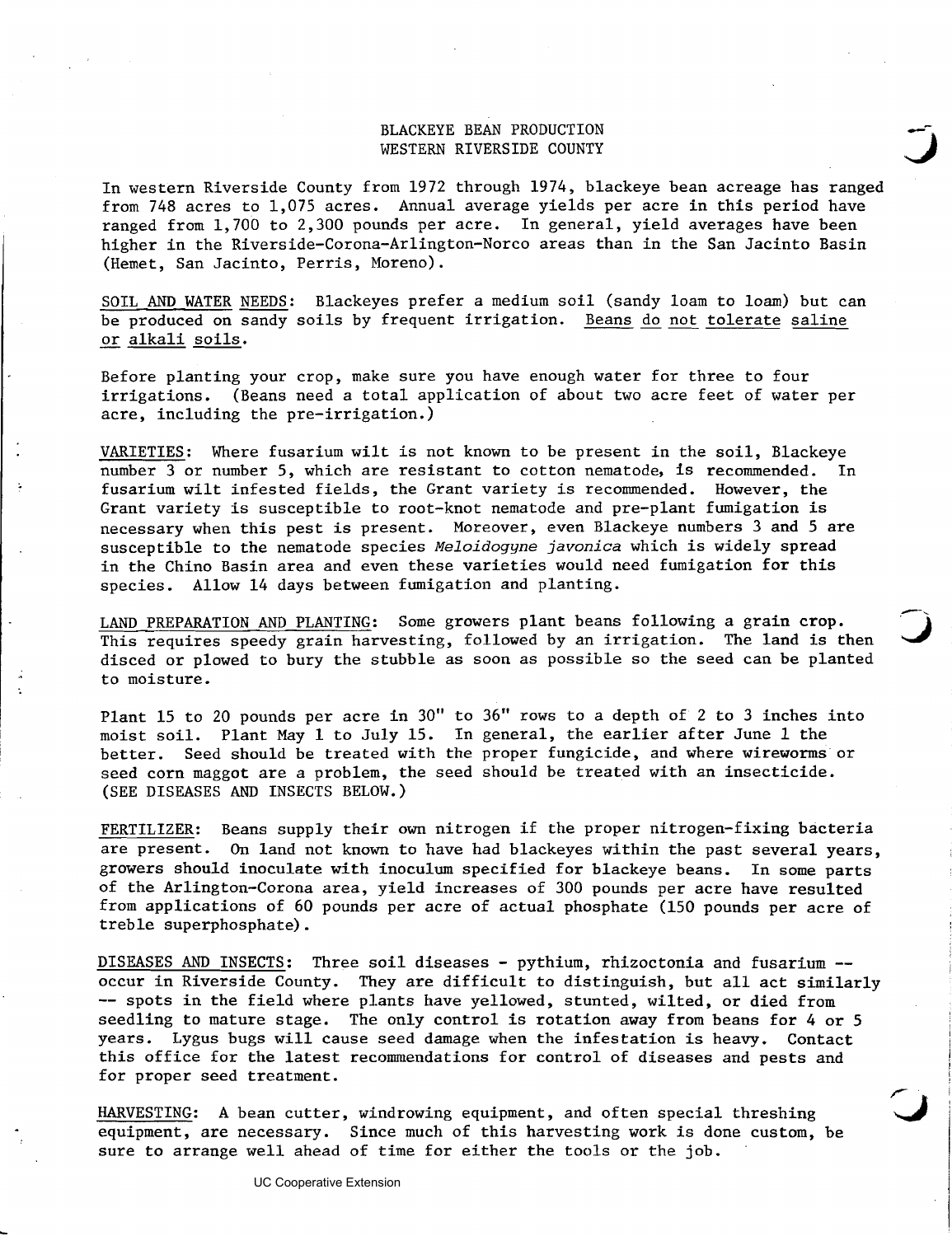# BLACKEYE BEAN PRODUCTION
## WESTERN RIVERSIDE COUNTY

In western Riverside County from 1972 through 1974, blackeye bean acreage has ranged from 748 acres to 1,075 acres. Annual average yields per acre in this period have ranged from 1,700 to 2,300 pounds per acre. In general, yield averages have been higher in the Riverside-Corona-Arlington-Norco areas than in the San Jacinto Basin (Hemet, San Jacinto, Perris, Moreno).

SOIL AND WATER NEEDS: Blackeyes prefer a medium soil (sandy loam to loam) but can be produced on sandy soils by frequent irrigation. Beans do not tolerate saline or alkali soils.

Before planting your crop, make sure you have enough water for three to four irrigations. (Beans need a total application of about two acre feet of water per acre, including the pre-irrigation.)

VARIETIES: Where fusarium wilt is not known to be present in the soil, Blackeye number 3 or number 5, which are resistant to cotton nematode, is recommended. In fusarium wilt infested fields, the Grant variety is recommended. However, the Grant variety is susceptible to root-knot nematode and pre-plant fumigation is necessary when this pest is present. Moreover, even Blackeye numbers 3 and 5 are susceptible to the nematode species *Meloidogyne javonica* which is widely spread in the Chino Basin area and even these varieties would need fumigation for this species. Allow 14 days between fumigation and planting.

LAND PREPARATION AND PLANTING: Some growers plant beans following a grain crop. This requires speedy grain harvesting, followed by an irrigation. The land is then disced or plowed to bury the stubble as soon as possible so the seed can be planted to moisture.

Plant 15 to 20 pounds per acre in 30" to 36" rows to a depth of 2 to 3 inches into moist soil. Plant May 1 to July 15. In general, the earlier after June 1 the better. Seed should be treated with the proper fungicide, and where wireworms or seed corn maggot are a problem, the seed should be treated with an insecticide. (SEE DISEASES AND INSECTS BELOW.)

FERTILIZER: Beans supply their own nitrogen if the proper nitrogen-fixing bacteria are present. On land not known to have had blackeyes within the past several years, growers should inoculate with inoculum specified for blackeye beans. In some parts of the Arlington-Corona area, yield increases of 300 pounds per acre have resulted from applications of 60 pounds per acre of actual phosphate (150 pounds per acre of treble superphosphate).

DISEASES AND INSECTS: Three soil diseases - pythium, rhizoctonia and fusarium -- occur in Riverside County. They are difficult to distinguish, but all act similarly -- spots in the field where plants have yellowed, stunted, wilted, or died from seedling to mature stage. The only control is rotation away from beans for 4 or 5 years. Lygus bugs will cause seed damage when the infestation is heavy. Contact this office for the latest recommendations for control of diseases and pests and for proper seed treatment.

HARVESTING: A bean cutter, windrowing equipment, and often special threshing equipment, are necessary. Since much of this harvesting work is done custom, be sure to arrange well ahead of time for either the tools or the job.